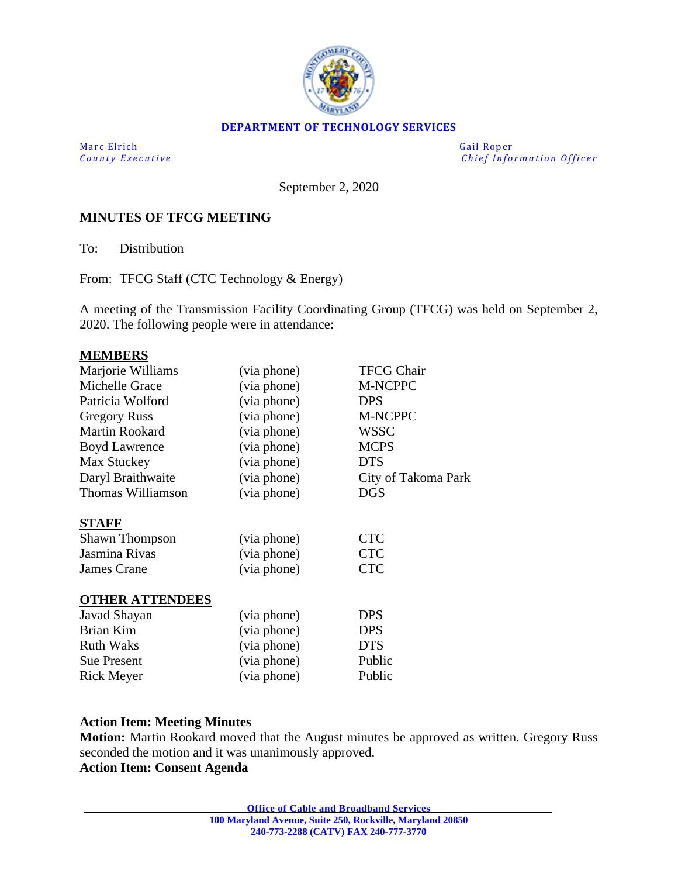**DEPARTMENT OF TECHNOLOGY SERVICES**

| | |
|---|---|
| Marc Elrich<br>*County Executive* | Gail Roper<br>*Chief Information Officer* |

September 2, 2020

**MINUTES OF TFCG MEETING**

To: Distribution

From: TFCG Staff (CTC Technology & Energy)

A meeting of the Transmission Facility Coordinating Group (TFCG) was held on September 2, 2020. The following people were in attendance:

**MEMBERS**

| | | |
|---|---|---|
| Marjorie Williams | (via phone) | TFCG Chair |
| Michelle Grace | (via phone) | M-NCPPC |
| Patricia Wolford | (via phone) | DPS |
| Gregory Russ | (via phone) | M-NCPPC |
| Martin Rookard | (via phone) | WSSC |
| Boyd Lawrence | (via phone) | MCPS |
| Max Stuckey | (via phone) | DTS |
| Daryl Braithwaite | (via phone) | City of Takoma Park |
| Thomas Williamson | (via phone) | DGS |

**STAFF**

| | | |
|---|---|---|
| Shawn Thompson | (via phone) | CTC |
| Jasmina Rivas | (via phone) | CTC |
| James Crane | (via phone) | CTC |

**OTHER ATTENDEES**

| | | |
|---|---|---|
| Javad Shayan | (via phone) | DPS |
| Brian Kim | (via phone) | DPS |
| Ruth Waks | (via phone) | DTS |
| Sue Present | (via phone) | Public |
| Rick Meyer | (via phone) | Public |

**Action Item: Meeting Minutes**

**Motion:** Martin Rookard moved that the August minutes be approved as written. Gregory Russ seconded the motion and it was unanimously approved.

**Action Item: Consent Agenda**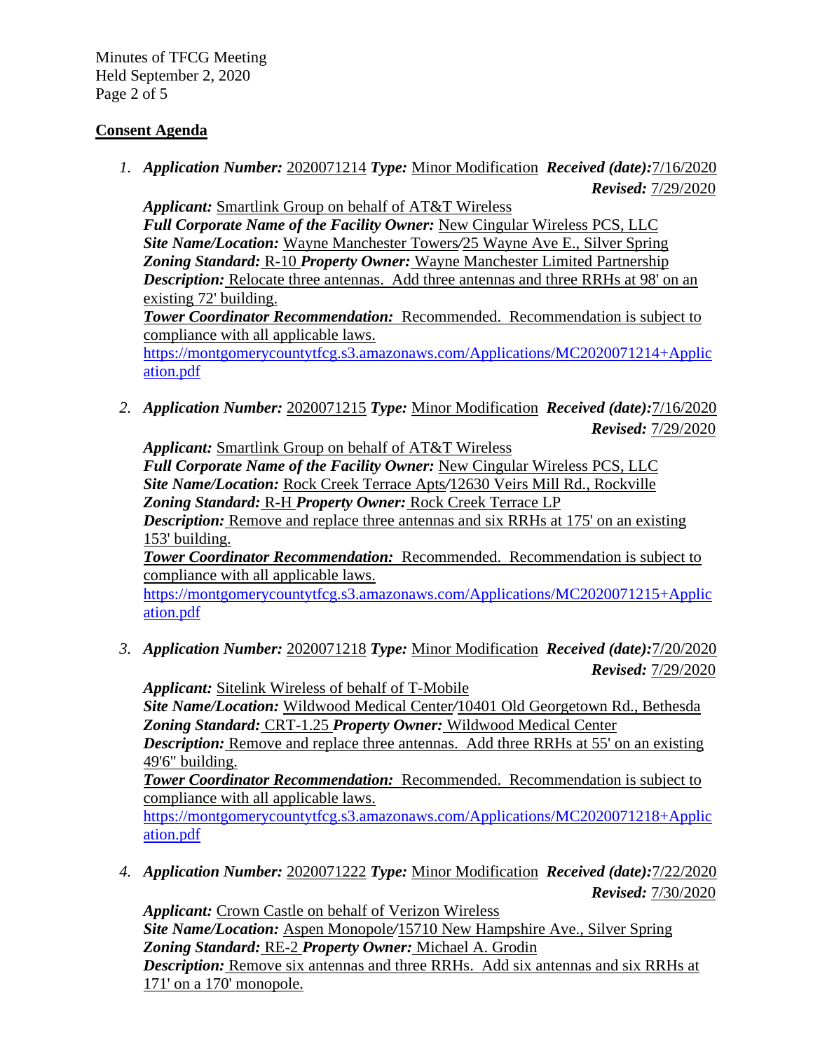## Consent Agenda

1. ***Application Number:*** 2020071214 ***Type:*** Minor Modification ***Received (date):*** 7/16/2020
   ***Revised:*** 7/29/2020
   ***Applicant:*** Smartlink Group on behalf of AT&T Wireless
   ***Full Corporate Name of the Facility Owner:*** New Cingular Wireless PCS, LLC
   ***Site Name/Location:*** Wayne Manchester Towers/25 Wayne Ave E., Silver Spring
   ***Zoning Standard:*** R-10 ***Property Owner:*** Wayne Manchester Limited Partnership
   ***Description:*** Relocate three antennas. Add three antennas and three RRHs at 98' on an existing 72' building.
   ***Tower Coordinator Recommendation:*** Recommended. Recommendation is subject to compliance with all applicable laws.
   https://montgomerycountytfcg.s3.amazonaws.com/Applications/MC2020071214+Application.pdf

2. ***Application Number:*** 2020071215 ***Type:*** Minor Modification ***Received (date):*** 7/16/2020
   ***Revised:*** 7/29/2020
   ***Applicant:*** Smartlink Group on behalf of AT&T Wireless
   ***Full Corporate Name of the Facility Owner:*** New Cingular Wireless PCS, LLC
   ***Site Name/Location:*** Rock Creek Terrace Apts/12630 Veirs Mill Rd., Rockville
   ***Zoning Standard:*** R-H ***Property Owner:*** Rock Creek Terrace LP
   ***Description:*** Remove and replace three antennas and six RRHs at 175' on an existing 153' building.
   ***Tower Coordinator Recommendation:*** Recommended. Recommendation is subject to compliance with all applicable laws.
   https://montgomerycountytfcg.s3.amazonaws.com/Applications/MC2020071215+Application.pdf

3. ***Application Number:*** 2020071218 ***Type:*** Minor Modification ***Received (date):*** 7/20/2020
   ***Revised:*** 7/29/2020
   ***Applicant:*** Sitelink Wireless of behalf of T-Mobile
   ***Site Name/Location:*** Wildwood Medical Center/10401 Old Georgetown Rd., Bethesda
   ***Zoning Standard:*** CRT-1.25 ***Property Owner:*** Wildwood Medical Center
   ***Description:*** Remove and replace three antennas. Add three RRHs at 55' on an existing 49'6" building.
   ***Tower Coordinator Recommendation:*** Recommended. Recommendation is subject to compliance with all applicable laws.
   https://montgomerycountytfcg.s3.amazonaws.com/Applications/MC2020071218+Application.pdf

4. ***Application Number:*** 2020071222 ***Type:*** Minor Modification ***Received (date):*** 7/22/2020
   ***Revised:*** 7/30/2020
   ***Applicant:*** Crown Castle on behalf of Verizon Wireless
   ***Site Name/Location:*** Aspen Monopole/15710 New Hampshire Ave., Silver Spring
   ***Zoning Standard:*** RE-2 ***Property Owner:*** Michael A. Grodin
   ***Description:*** Remove six antennas and three RRHs. Add six antennas and six RRHs at 171' on a 170' monopole.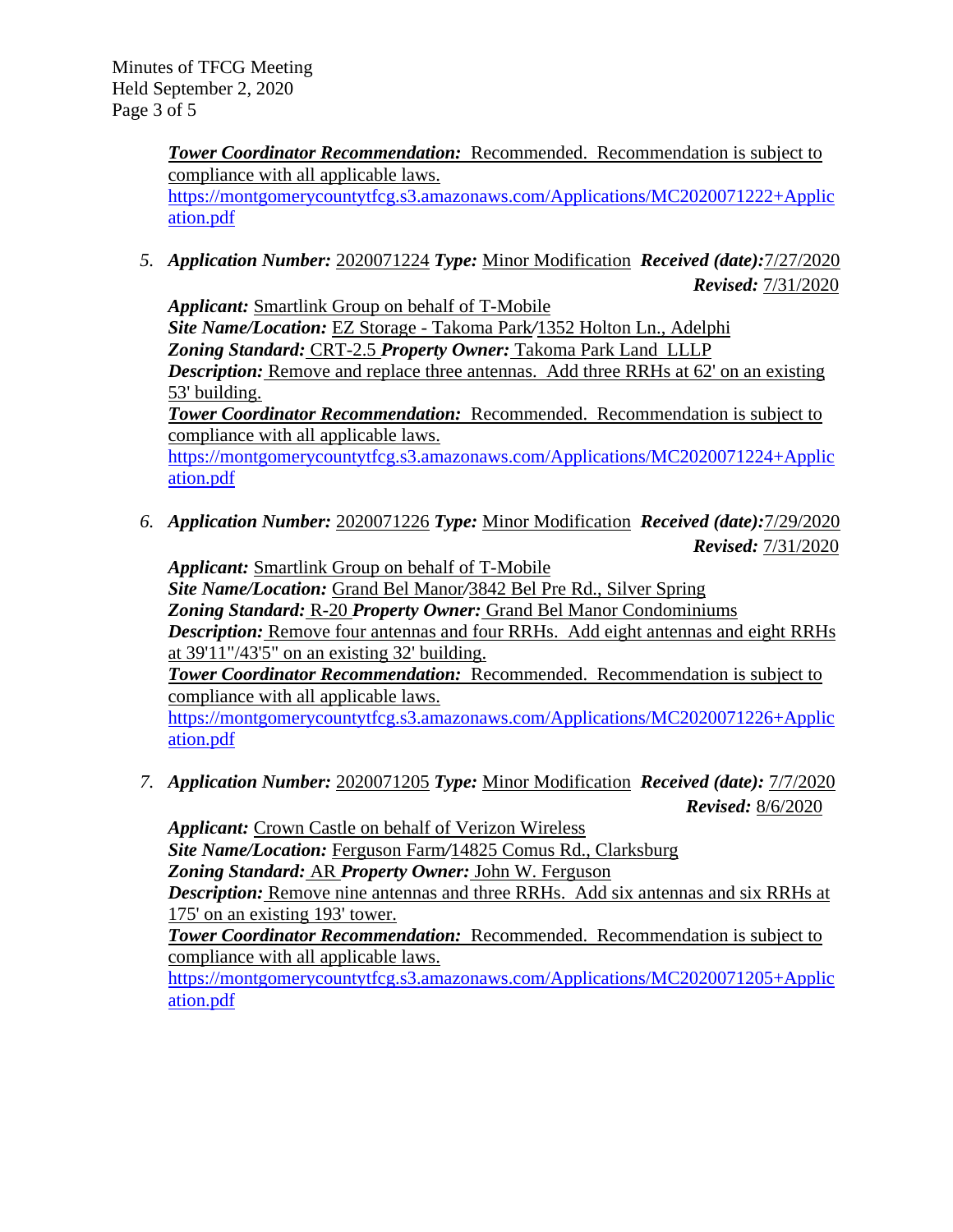***Tower Coordinator Recommendation:*** Recommended. Recommendation is subject to compliance with all applicable laws.
https://montgomerycountytfcg.s3.amazonaws.com/Applications/MC2020071222+Application.pdf

5. ***Application Number:*** 2020071224 ***Type:*** Minor Modification ***Received (date):*** 7/27/2020
   ***Revised:*** 7/31/2020
   ***Applicant:*** Smartlink Group on behalf of T-Mobile
   ***Site Name/Location:*** EZ Storage - Takoma Park/1352 Holton Ln., Adelphi
   ***Zoning Standard:*** CRT-2.5 ***Property Owner:*** Takoma Park Land LLLP
   ***Description:*** Remove and replace three antennas. Add three RRHs at 62' on an existing 53' building.
   ***Tower Coordinator Recommendation:*** Recommended. Recommendation is subject to compliance with all applicable laws.
   https://montgomerycountytfcg.s3.amazonaws.com/Applications/MC2020071224+Application.pdf

6. ***Application Number:*** 2020071226 ***Type:*** Minor Modification ***Received (date):*** 7/29/2020
   ***Revised:*** 7/31/2020
   ***Applicant:*** Smartlink Group on behalf of T-Mobile
   ***Site Name/Location:*** Grand Bel Manor/3842 Bel Pre Rd., Silver Spring
   ***Zoning Standard:*** R-20 ***Property Owner:*** Grand Bel Manor Condominiums
   ***Description:*** Remove four antennas and four RRHs. Add eight antennas and eight RRHs at 39'11"/43'5" on an existing 32' building.
   ***Tower Coordinator Recommendation:*** Recommended. Recommendation is subject to compliance with all applicable laws.
   https://montgomerycountytfcg.s3.amazonaws.com/Applications/MC2020071226+Application.pdf

7. ***Application Number:*** 2020071205 ***Type:*** Minor Modification ***Received (date):*** 7/7/2020
   ***Revised:*** 8/6/2020
   ***Applicant:*** Crown Castle on behalf of Verizon Wireless
   ***Site Name/Location:*** Ferguson Farm/14825 Comus Rd., Clarksburg
   ***Zoning Standard:*** AR ***Property Owner:*** John W. Ferguson
   ***Description:*** Remove nine antennas and three RRHs. Add six antennas and six RRHs at 175' on an existing 193' tower.
   ***Tower Coordinator Recommendation:*** Recommended. Recommendation is subject to compliance with all applicable laws.
   https://montgomerycountytfcg.s3.amazonaws.com/Applications/MC2020071205+Application.pdf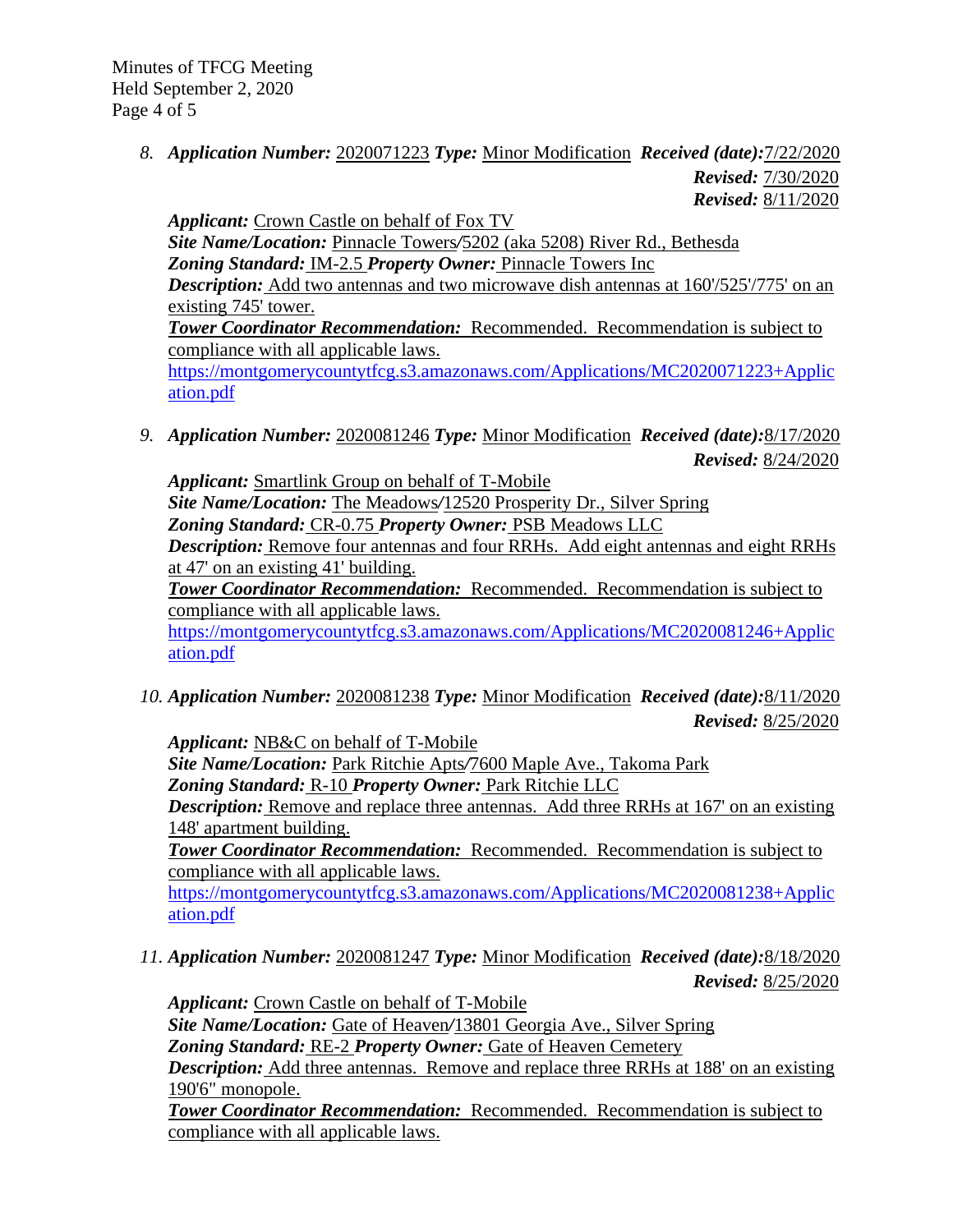8. ***Application Number:*** 2020071223 ***Type:*** Minor Modification ***Received (date):*** 7/22/2020
   ***Revised:*** 7/30/2020
   ***Revised:*** 8/11/2020

   ***Applicant:*** Crown Castle on behalf of Fox TV
   ***Site Name/Location:*** Pinnacle Towers/5202 (aka 5208) River Rd., Bethesda
   ***Zoning Standard:*** IM-2.5 ***Property Owner:*** Pinnacle Towers Inc
   ***Description:*** Add two antennas and two microwave dish antennas at 160'/525'/775' on an existing 745' tower.
   ***Tower Coordinator Recommendation:*** Recommended. Recommendation is subject to compliance with all applicable laws.
   https://montgomerycountytfcg.s3.amazonaws.com/Applications/MC2020071223+Application.pdf

9. ***Application Number:*** 2020081246 ***Type:*** Minor Modification ***Received (date):*** 8/17/2020
   ***Revised:*** 8/24/2020

   ***Applicant:*** Smartlink Group on behalf of T-Mobile
   ***Site Name/Location:*** The Meadows/12520 Prosperity Dr., Silver Spring
   ***Zoning Standard:*** CR-0.75 ***Property Owner:*** PSB Meadows LLC
   ***Description:*** Remove four antennas and four RRHs. Add eight antennas and eight RRHs at 47' on an existing 41' building.
   ***Tower Coordinator Recommendation:*** Recommended. Recommendation is subject to compliance with all applicable laws.
   https://montgomerycountytfcg.s3.amazonaws.com/Applications/MC2020081246+Application.pdf

10. ***Application Number:*** 2020081238 ***Type:*** Minor Modification ***Received (date):*** 8/11/2020
    ***Revised:*** 8/25/2020

    ***Applicant:*** NB&C on behalf of T-Mobile
    ***Site Name/Location:*** Park Ritchie Apts/7600 Maple Ave., Takoma Park
    ***Zoning Standard:*** R-10 ***Property Owner:*** Park Ritchie LLC
    ***Description:*** Remove and replace three antennas. Add three RRHs at 167' on an existing 148' apartment building.
    ***Tower Coordinator Recommendation:*** Recommended. Recommendation is subject to compliance with all applicable laws.
    https://montgomerycountytfcg.s3.amazonaws.com/Applications/MC2020081238+Application.pdf

11. ***Application Number:*** 2020081247 ***Type:*** Minor Modification ***Received (date):*** 8/18/2020
    ***Revised:*** 8/25/2020

    ***Applicant:*** Crown Castle on behalf of T-Mobile
    ***Site Name/Location:*** Gate of Heaven/13801 Georgia Ave., Silver Spring
    ***Zoning Standard:*** RE-2 ***Property Owner:*** Gate of Heaven Cemetery
    ***Description:*** Add three antennas. Remove and replace three RRHs at 188' on an existing 190'6" monopole.
    ***Tower Coordinator Recommendation:*** Recommended. Recommendation is subject to compliance with all applicable laws.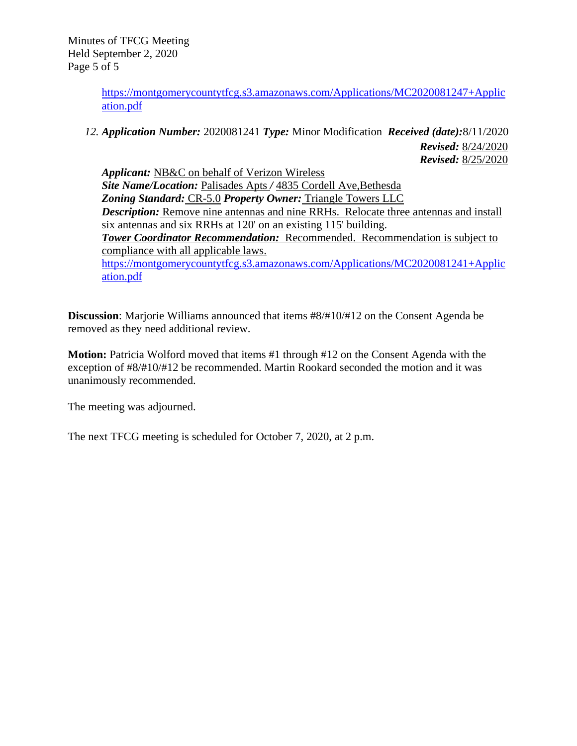https://montgomerycountytfcg.s3.amazonaws.com/Applications/MC2020081247+Application.pdf

12. ***Application Number:*** 2020081241 ***Type:*** Minor Modification ***Received (date):*** 8/11/2020
***Revised:*** 8/24/2020
***Revised:*** 8/25/2020

***Applicant:*** NB&C on behalf of Verizon Wireless
***Site Name/Location:*** Palisades Apts / 4835 Cordell Ave,Bethesda
***Zoning Standard:*** CR-5.0 ***Property Owner:*** Triangle Towers LLC
***Description:*** Remove nine antennas and nine RRHs. Relocate three antennas and install six antennas and six RRHs at 120' on an existing 115' building.
***Tower Coordinator Recommendation:*** Recommended. Recommendation is subject to compliance with all applicable laws.
https://montgomerycountytfcg.s3.amazonaws.com/Applications/MC2020081241+Application.pdf

**Discussion**: Marjorie Williams announced that items #8/#10/#12 on the Consent Agenda be removed as they need additional review.

**Motion:** Patricia Wolford moved that items #1 through #12 on the Consent Agenda with the exception of #8/#10/#12 be recommended. Martin Rookard seconded the motion and it was unanimously recommended.

The meeting was adjourned.

The next TFCG meeting is scheduled for October 7, 2020, at 2 p.m.